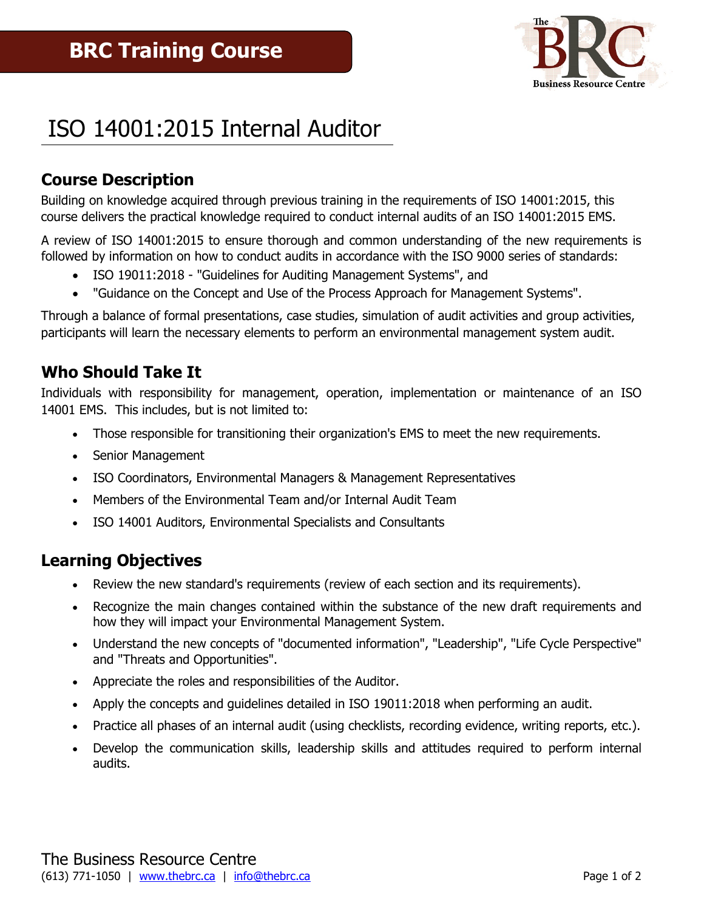## BRC Training Course

# ISO 14001:2015 Internal Auditor

## Course Description

Building on knowledge acquired through previous training in the requirements of ISO 14001:2015, this course delivers the practical knowledge required to conduct internal audits of an ISO 14001:2015 EMS.

A review of ISO 14001:2015 to ensure thorough and common understanding of the new requirements is followed by information on how to conduct audits in accordance with the ISO 9000 series of standards:

- ISO 19011:2018 - "Guidelines for Auditing Management Systems", and
- "Guidance on the Concept and Use of the Process Approach for Management Systems".

Through a balance of formal presentations, case studies, simulation of audit activities and group activities, participants will learn the necessary elements to perform an environmental management system audit.

## Who Should Take It

Individuals with responsibility for management, operation, implementation or maintenance of an ISO 14001 EMS. This includes, but is not limited to:

- Those responsible for transitioning their organization's EMS to meet the new requirements.
- Senior Management
- ISO Coordinators, Environmental Managers & Management Representatives
- Members of the Environmental Team and/or Internal Audit Team
- ISO 14001 Auditors, Environmental Specialists and Consultants

## Learning Objectives

- Review the new standard's requirements (review of each section and its requirements).
- Recognize the main changes contained within the substance of the new draft requirements and how they will impact your Environmental Management System.
- Understand the new concepts of "documented information", "Leadership", "Life Cycle Perspective" and "Threats and Opportunities".
- Appreciate the roles and responsibilities of the Auditor.
- Apply the concepts and guidelines detailed in ISO 19011:2018 when performing an audit.
- Practice all phases of an internal audit (using checklists, recording evidence, writing reports, etc.).
- Develop the communication skills, leadership skills and attitudes required to perform internal audits.

The Business Resource Centre
(613) 771-1050 | www.thebrc.ca | info@thebrc.ca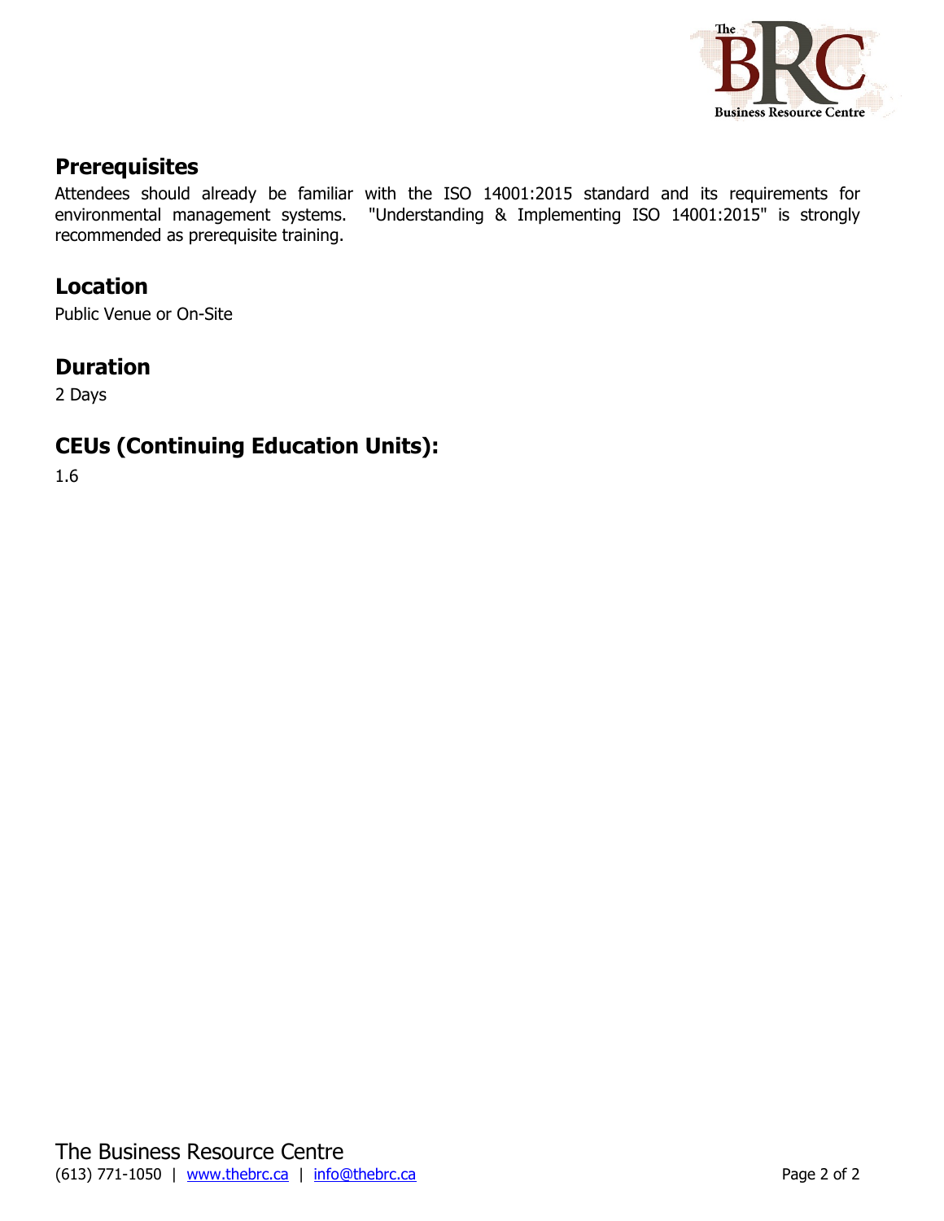## Prerequisites

Attendees should already be familiar with the ISO 14001:2015 standard and its requirements for environmental management systems. "Understanding & Implementing ISO 14001:2015" is strongly recommended as prerequisite training.

## Location

Public Venue or On-Site

## Duration

2 Days

## CEUs (Continuing Education Units):

1.6